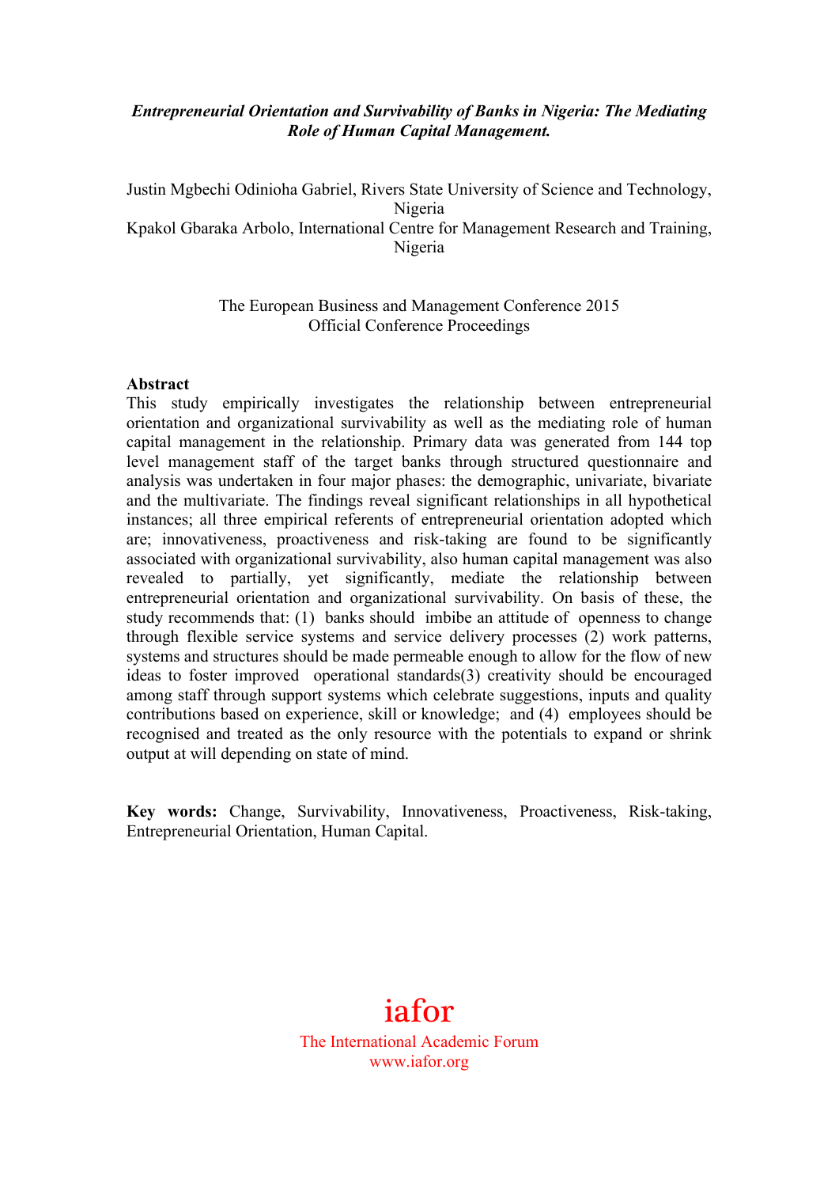***Entrepreneurial Orientation and Survivability of Banks in Nigeria: The Mediating Role of Human Capital Management.***

Justin Mgbechi Odinioha Gabriel, Rivers State University of Science and Technology, Nigeria

Kpakol Gbaraka Arbolo, International Centre for Management Research and Training, Nigeria

The European Business and Management Conference 2015
Official Conference Proceedings

**Abstract**

This study empirically investigates the relationship between entrepreneurial orientation and organizational survivability as well as the mediating role of human capital management in the relationship. Primary data was generated from 144 top level management staff of the target banks through structured questionnaire and analysis was undertaken in four major phases: the demographic, univariate, bivariate and the multivariate. The findings reveal significant relationships in all hypothetical instances; all three empirical referents of entrepreneurial orientation adopted which are; innovativeness, proactiveness and risk-taking are found to be significantly associated with organizational survivability, also human capital management was also revealed to partially, yet significantly, mediate the relationship between entrepreneurial orientation and organizational survivability. On basis of these, the study recommends that: (1) banks should imbibe an attitude of openness to change through flexible service systems and service delivery processes (2) work patterns, systems and structures should be made permeable enough to allow for the flow of new ideas to foster improved operational standards(3) creativity should be encouraged among staff through support systems which celebrate suggestions, inputs and quality contributions based on experience, skill or knowledge; and (4) employees should be recognised and treated as the only resource with the potentials to expand or shrink output at will depending on state of mind.

**Key words:** Change, Survivability, Innovativeness, Proactiveness, Risk-taking, Entrepreneurial Orientation, Human Capital.

iafor
The International Academic Forum
www.iafor.org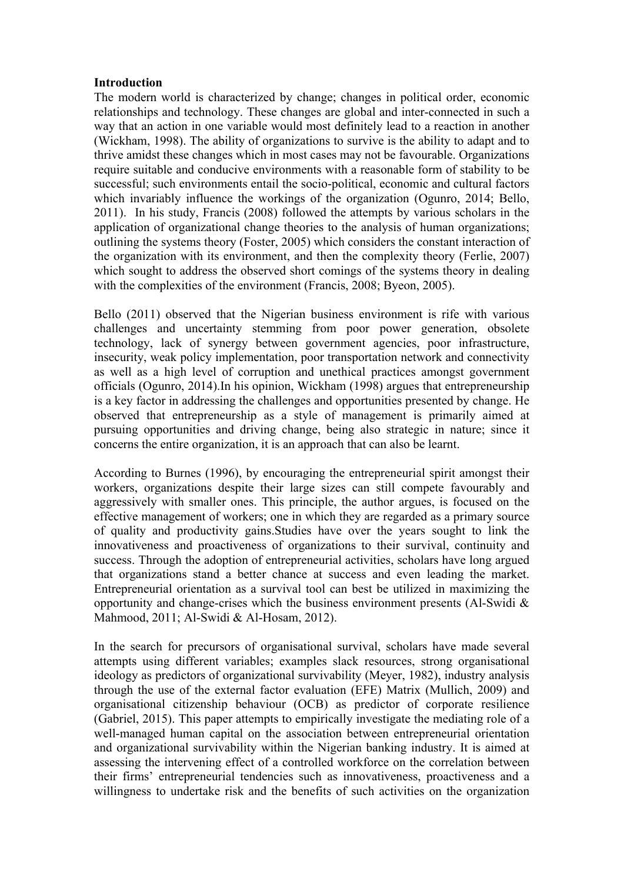**Introduction**

The modern world is characterized by change; changes in political order, economic relationships and technology. These changes are global and inter-connected in such a way that an action in one variable would most definitely lead to a reaction in another (Wickham, 1998). The ability of organizations to survive is the ability to adapt and to thrive amidst these changes which in most cases may not be favourable. Organizations require suitable and conducive environments with a reasonable form of stability to be successful; such environments entail the socio-political, economic and cultural factors which invariably influence the workings of the organization (Ogunro, 2014; Bello, 2011). In his study, Francis (2008) followed the attempts by various scholars in the application of organizational change theories to the analysis of human organizations; outlining the systems theory (Foster, 2005) which considers the constant interaction of the organization with its environment, and then the complexity theory (Ferlie, 2007) which sought to address the observed short comings of the systems theory in dealing with the complexities of the environment (Francis, 2008; Byeon, 2005).

Bello (2011) observed that the Nigerian business environment is rife with various challenges and uncertainty stemming from poor power generation, obsolete technology, lack of synergy between government agencies, poor infrastructure, insecurity, weak policy implementation, poor transportation network and connectivity as well as a high level of corruption and unethical practices amongst government officials (Ogunro, 2014).In his opinion, Wickham (1998) argues that entrepreneurship is a key factor in addressing the challenges and opportunities presented by change. He observed that entrepreneurship as a style of management is primarily aimed at pursuing opportunities and driving change, being also strategic in nature; since it concerns the entire organization, it is an approach that can also be learnt.

According to Burnes (1996), by encouraging the entrepreneurial spirit amongst their workers, organizations despite their large sizes can still compete favourably and aggressively with smaller ones. This principle, the author argues, is focused on the effective management of workers; one in which they are regarded as a primary source of quality and productivity gains.Studies have over the years sought to link the innovativeness and proactiveness of organizations to their survival, continuity and success. Through the adoption of entrepreneurial activities, scholars have long argued that organizations stand a better chance at success and even leading the market. Entrepreneurial orientation as a survival tool can best be utilized in maximizing the opportunity and change-crises which the business environment presents (Al-Swidi & Mahmood, 2011; Al-Swidi & Al-Hosam, 2012).

In the search for precursors of organisational survival, scholars have made several attempts using different variables; examples slack resources, strong organisational ideology as predictors of organizational survivability (Meyer, 1982), industry analysis through the use of the external factor evaluation (EFE) Matrix (Mullich, 2009) and organisational citizenship behaviour (OCB) as predictor of corporate resilience (Gabriel, 2015). This paper attempts to empirically investigate the mediating role of a well-managed human capital on the association between entrepreneurial orientation and organizational survivability within the Nigerian banking industry. It is aimed at assessing the intervening effect of a controlled workforce on the correlation between their firms' entrepreneurial tendencies such as innovativeness, proactiveness and a willingness to undertake risk and the benefits of such activities on the organization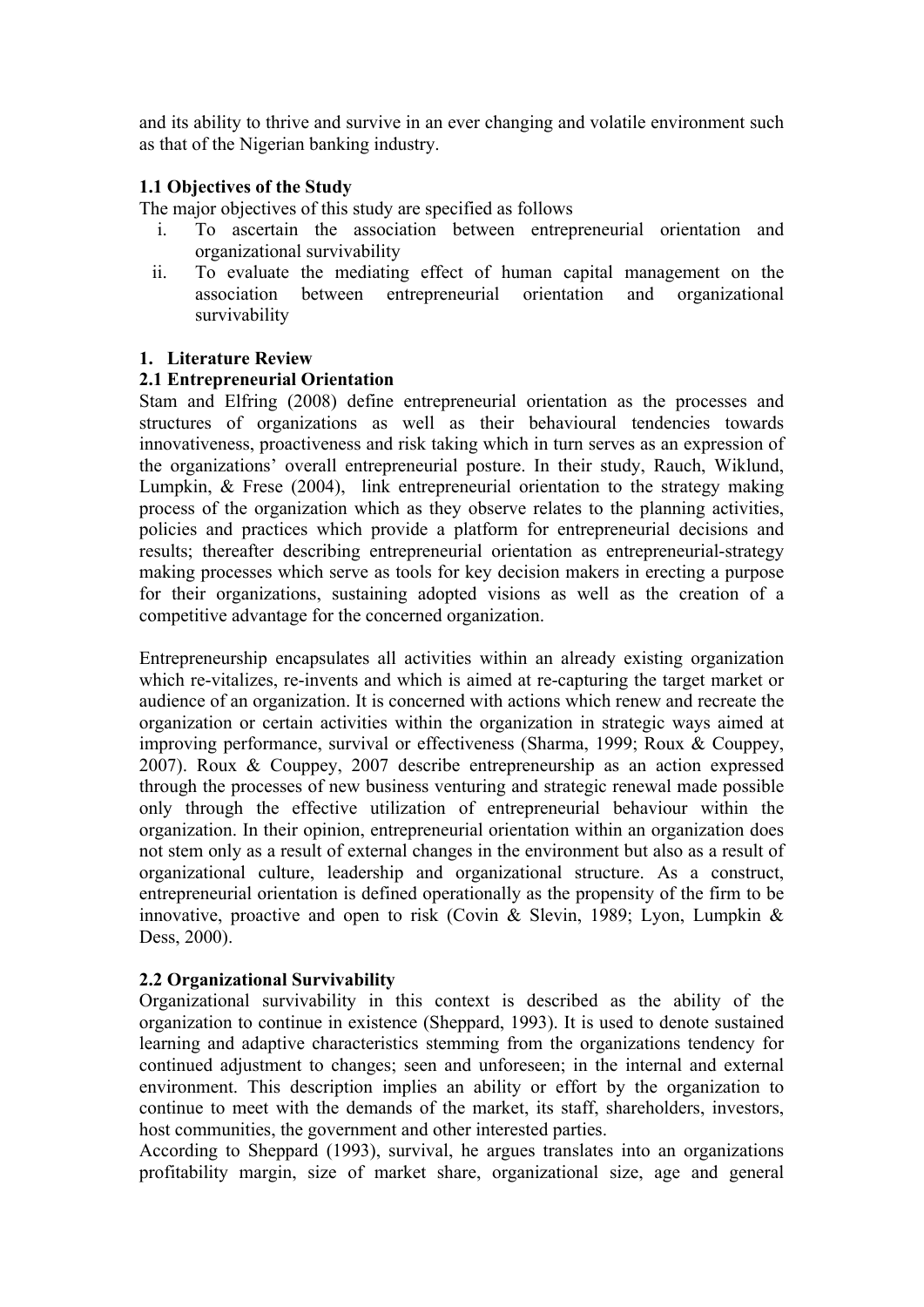and its ability to thrive and survive in an ever changing and volatile environment such as that of the Nigerian banking industry.

### 1.1 Objectives of the Study

The major objectives of this study are specified as follows

i. To ascertain the association between entrepreneurial orientation and organizational survivability
ii. To evaluate the mediating effect of human capital management on the association between entrepreneurial orientation and organizational survivability

## 1. Literature Review

### 2.1 Entrepreneurial Orientation

Stam and Elfring (2008) define entrepreneurial orientation as the processes and structures of organizations as well as their behavioural tendencies towards innovativeness, proactiveness and risk taking which in turn serves as an expression of the organizations' overall entrepreneurial posture. In their study, Rauch, Wiklund, Lumpkin, & Frese (2004), link entrepreneurial orientation to the strategy making process of the organization which as they observe relates to the planning activities, policies and practices which provide a platform for entrepreneurial decisions and results; thereafter describing entrepreneurial orientation as entrepreneurial-strategy making processes which serve as tools for key decision makers in erecting a purpose for their organizations, sustaining adopted visions as well as the creation of a competitive advantage for the concerned organization.

Entrepreneurship encapsulates all activities within an already existing organization which re-vitalizes, re-invents and which is aimed at re-capturing the target market or audience of an organization. It is concerned with actions which renew and recreate the organization or certain activities within the organization in strategic ways aimed at improving performance, survival or effectiveness (Sharma, 1999; Roux & Couppey, 2007). Roux & Couppey, 2007 describe entrepreneurship as an action expressed through the processes of new business venturing and strategic renewal made possible only through the effective utilization of entrepreneurial behaviour within the organization. In their opinion, entrepreneurial orientation within an organization does not stem only as a result of external changes in the environment but also as a result of organizational culture, leadership and organizational structure. As a construct, entrepreneurial orientation is defined operationally as the propensity of the firm to be innovative, proactive and open to risk (Covin & Slevin, 1989; Lyon, Lumpkin & Dess, 2000).

### 2.2 Organizational Survivability

Organizational survivability in this context is described as the ability of the organization to continue in existence (Sheppard, 1993). It is used to denote sustained learning and adaptive characteristics stemming from the organizations tendency for continued adjustment to changes; seen and unforeseen; in the internal and external environment. This description implies an ability or effort by the organization to continue to meet with the demands of the market, its staff, shareholders, investors, host communities, the government and other interested parties.

According to Sheppard (1993), survival, he argues translates into an organizations profitability margin, size of market share, organizational size, age and general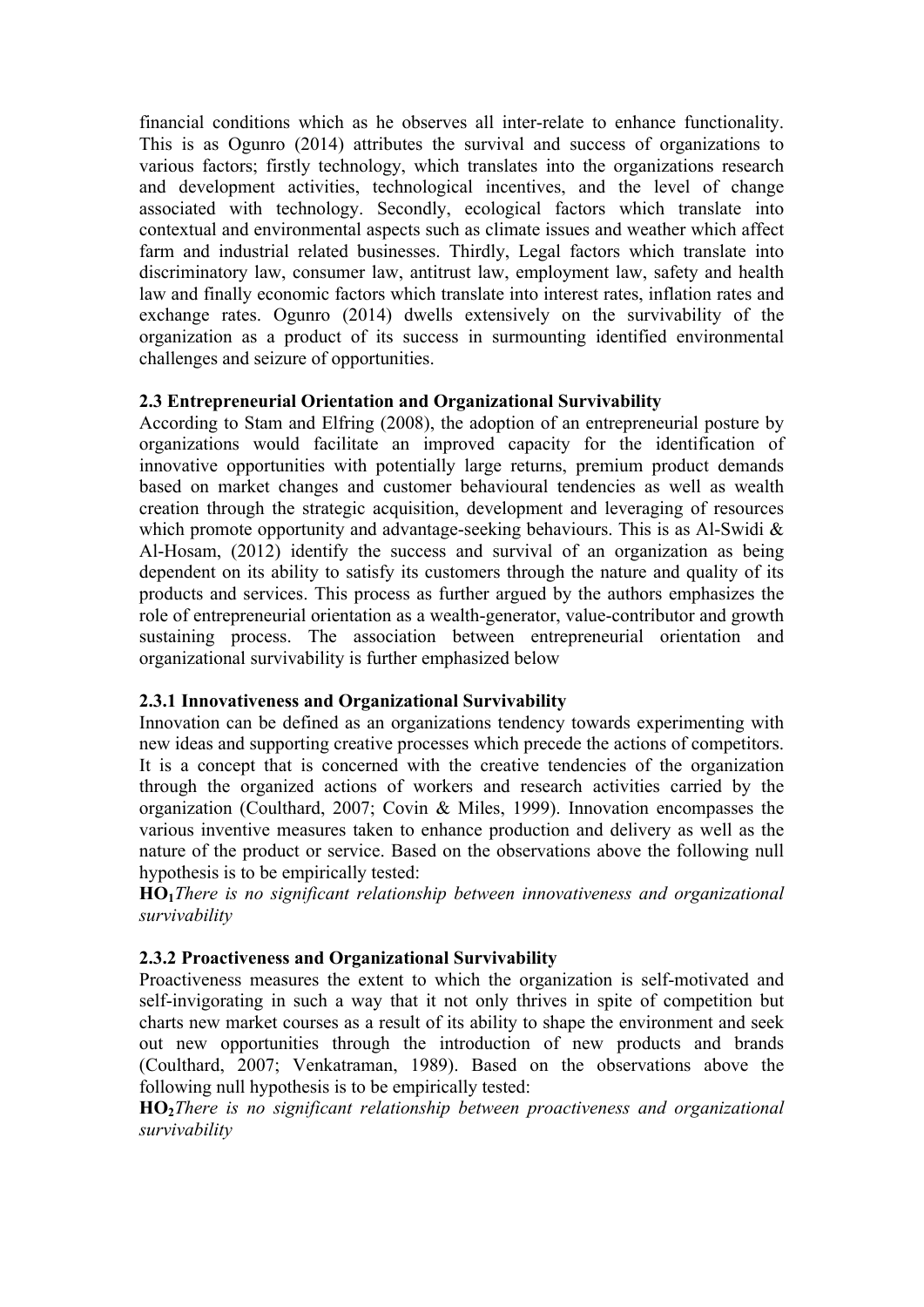financial conditions which as he observes all inter-relate to enhance functionality. This is as Ogunro (2014) attributes the survival and success of organizations to various factors; firstly technology, which translates into the organizations research and development activities, technological incentives, and the level of change associated with technology. Secondly, ecological factors which translate into contextual and environmental aspects such as climate issues and weather which affect farm and industrial related businesses. Thirdly, Legal factors which translate into discriminatory law, consumer law, antitrust law, employment law, safety and health law and finally economic factors which translate into interest rates, inflation rates and exchange rates. Ogunro (2014) dwells extensively on the survivability of the organization as a product of its success in surmounting identified environmental challenges and seizure of opportunities.

### 2.3 Entrepreneurial Orientation and Organizational Survivability

According to Stam and Elfring (2008), the adoption of an entrepreneurial posture by organizations would facilitate an improved capacity for the identification of innovative opportunities with potentially large returns, premium product demands based on market changes and customer behavioural tendencies as well as wealth creation through the strategic acquisition, development and leveraging of resources which promote opportunity and advantage-seeking behaviours. This is as Al-Swidi & Al-Hosam, (2012) identify the success and survival of an organization as being dependent on its ability to satisfy its customers through the nature and quality of its products and services. This process as further argued by the authors emphasizes the role of entrepreneurial orientation as a wealth-generator, value-contributor and growth sustaining process. The association between entrepreneurial orientation and organizational survivability is further emphasized below

#### 2.3.1 Innovativeness and Organizational Survivability

Innovation can be defined as an organizations tendency towards experimenting with new ideas and supporting creative processes which precede the actions of competitors. It is a concept that is concerned with the creative tendencies of the organization through the organized actions of workers and research activities carried by the organization (Coulthard, 2007; Covin & Miles, 1999). Innovation encompasses the various inventive measures taken to enhance production and delivery as well as the nature of the product or service. Based on the observations above the following null hypothesis is to be empirically tested:

**HO$_1$***There is no significant relationship between innovativeness and organizational survivability*

#### 2.3.2 Proactiveness and Organizational Survivability

Proactiveness measures the extent to which the organization is self-motivated and self-invigorating in such a way that it not only thrives in spite of competition but charts new market courses as a result of its ability to shape the environment and seek out new opportunities through the introduction of new products and brands (Coulthard, 2007; Venkatraman, 1989). Based on the observations above the following null hypothesis is to be empirically tested:

**HO$_2$***There is no significant relationship between proactiveness and organizational survivability*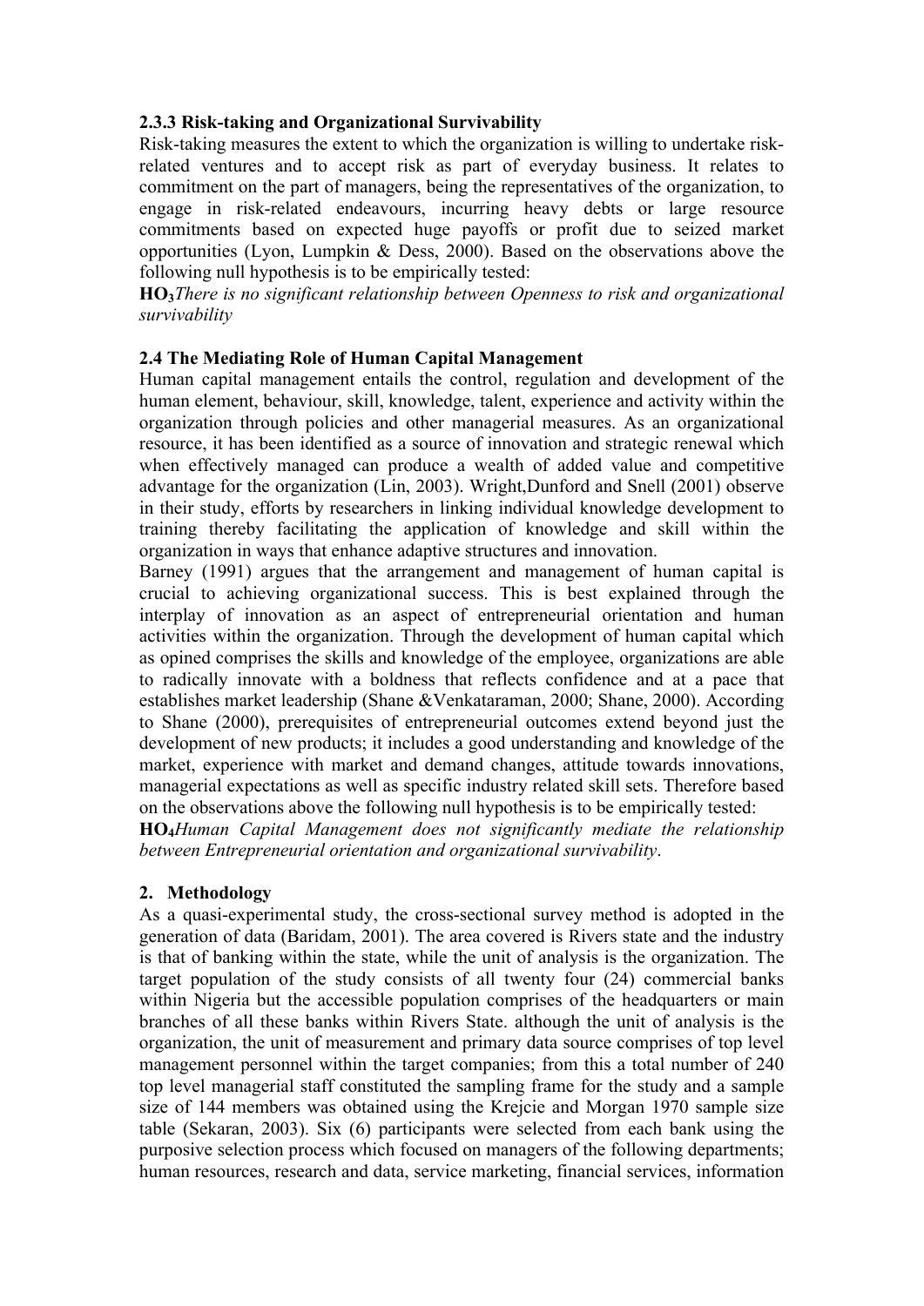### 2.3.3 Risk-taking and Organizational Survivability

Risk-taking measures the extent to which the organization is willing to undertake risk-related ventures and to accept risk as part of everyday business. It relates to commitment on the part of managers, being the representatives of the organization, to engage in risk-related endeavours, incurring heavy debts or large resource commitments based on expected huge payoffs or profit due to seized market opportunities (Lyon, Lumpkin & Dess, 2000). Based on the observations above the following null hypothesis is to be empirically tested:

**$HO_3$** *There is no significant relationship between Openness to risk and organizational survivability*

### 2.4 The Mediating Role of Human Capital Management

Human capital management entails the control, regulation and development of the human element, behaviour, skill, knowledge, talent, experience and activity within the organization through policies and other managerial measures. As an organizational resource, it has been identified as a source of innovation and strategic renewal which when effectively managed can produce a wealth of added value and competitive advantage for the organization (Lin, 2003). Wright,Dunford and Snell (2001) observe in their study, efforts by researchers in linking individual knowledge development to training thereby facilitating the application of knowledge and skill within the organization in ways that enhance adaptive structures and innovation.

Barney (1991) argues that the arrangement and management of human capital is crucial to achieving organizational success. This is best explained through the interplay of innovation as an aspect of entrepreneurial orientation and human activities within the organization. Through the development of human capital which as opined comprises the skills and knowledge of the employee, organizations are able to radically innovate with a boldness that reflects confidence and at a pace that establishes market leadership (Shane &Venkataraman, 2000; Shane, 2000). According to Shane (2000), prerequisites of entrepreneurial outcomes extend beyond just the development of new products; it includes a good understanding and knowledge of the market, experience with market and demand changes, attitude towards innovations, managerial expectations as well as specific industry related skill sets. Therefore based on the observations above the following null hypothesis is to be empirically tested:

**$HO_4$** *Human Capital Management does not significantly mediate the relationship between Entrepreneurial orientation and organizational survivability*.

## 2. Methodology

As a quasi-experimental study, the cross-sectional survey method is adopted in the generation of data (Baridam, 2001). The area covered is Rivers state and the industry is that of banking within the state, while the unit of analysis is the organization. The target population of the study consists of all twenty four (24) commercial banks within Nigeria but the accessible population comprises of the headquarters or main branches of all these banks within Rivers State. although the unit of analysis is the organization, the unit of measurement and primary data source comprises of top level management personnel within the target companies; from this a total number of 240 top level managerial staff constituted the sampling frame for the study and a sample size of 144 members was obtained using the Krejcie and Morgan 1970 sample size table (Sekaran, 2003). Six (6) participants were selected from each bank using the purposive selection process which focused on managers of the following departments; human resources, research and data, service marketing, financial services, information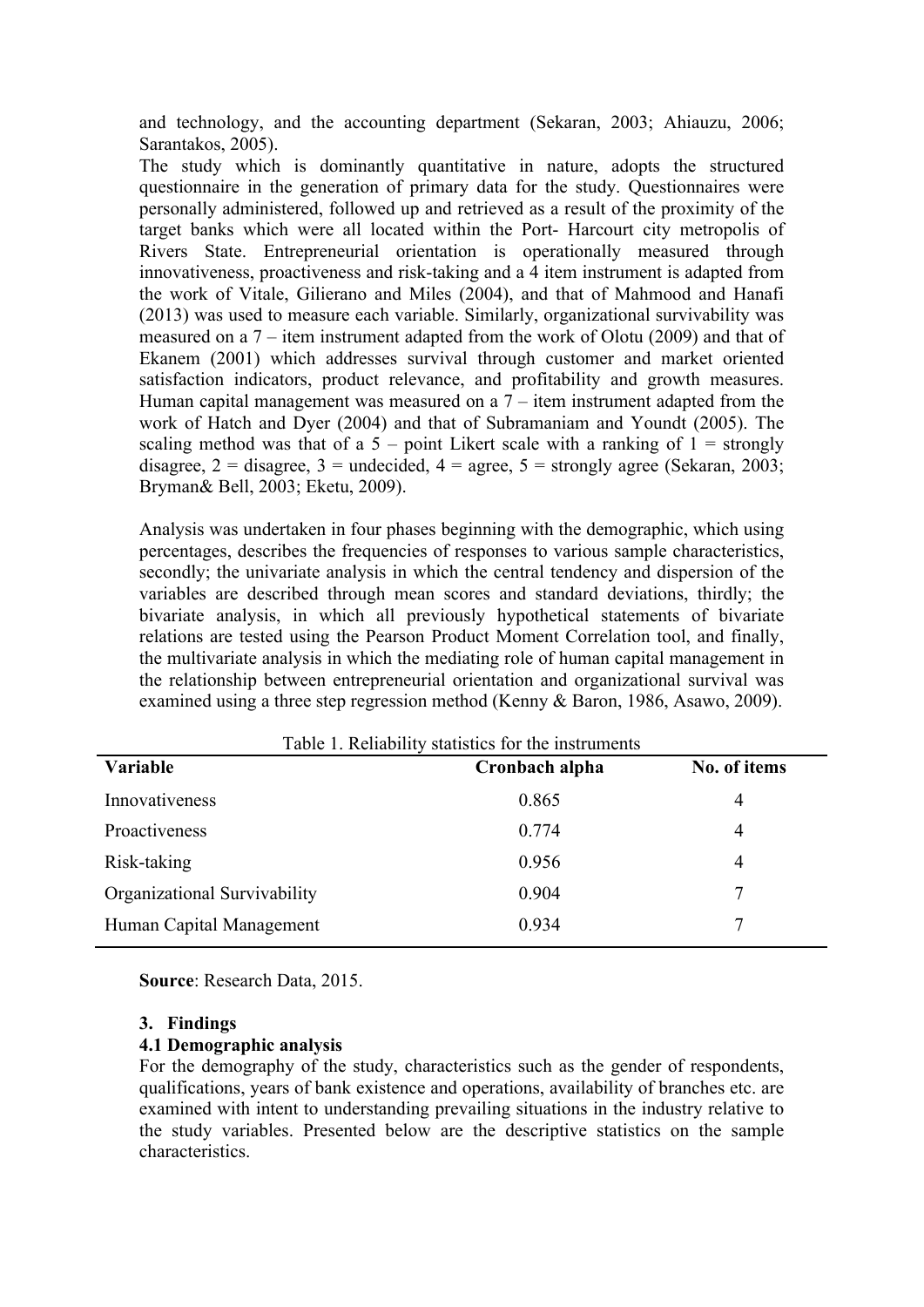and technology, and the accounting department (Sekaran, 2003; Ahiauzu, 2006; Sarantakos, 2005).

The study which is dominantly quantitative in nature, adopts the structured questionnaire in the generation of primary data for the study. Questionnaires were personally administered, followed up and retrieved as a result of the proximity of the target banks which were all located within the Port- Harcourt city metropolis of Rivers State. Entrepreneurial orientation is operationally measured through innovativeness, proactiveness and risk-taking and a 4 item instrument is adapted from the work of Vitale, Gilierano and Miles (2004), and that of Mahmood and Hanafi (2013) was used to measure each variable. Similarly, organizational survivability was measured on a 7 – item instrument adapted from the work of Olotu (2009) and that of Ekanem (2001) which addresses survival through customer and market oriented satisfaction indicators, product relevance, and profitability and growth measures. Human capital management was measured on a 7 – item instrument adapted from the work of Hatch and Dyer (2004) and that of Subramaniam and Youndt (2005). The scaling method was that of a 5 – point Likert scale with a ranking of 1 = strongly disagree, 2 = disagree, 3 = undecided, 4 = agree, 5 = strongly agree (Sekaran, 2003; Bryman& Bell, 2003; Eketu, 2009).

Analysis was undertaken in four phases beginning with the demographic, which using percentages, describes the frequencies of responses to various sample characteristics, secondly; the univariate analysis in which the central tendency and dispersion of the variables are described through mean scores and standard deviations, thirdly; the bivariate analysis, in which all previously hypothetical statements of bivariate relations are tested using the Pearson Product Moment Correlation tool, and finally, the multivariate analysis in which the mediating role of human capital management in the relationship between entrepreneurial orientation and organizational survival was examined using a three step regression method (Kenny & Baron, 1986, Asawo, 2009).

Table 1. Reliability statistics for the instruments

| Variable | Cronbach alpha | No. of items |
|---|---|---|
| Innovativeness | 0.865 | 4 |
| Proactiveness | 0.774 | 4 |
| Risk-taking | 0.956 | 4 |
| Organizational Survivability | 0.904 | 7 |
| Human Capital Management | 0.934 | 7 |

**Source**: Research Data, 2015.

## 3. Findings

### 4.1 Demographic analysis

For the demography of the study, characteristics such as the gender of respondents, qualifications, years of bank existence and operations, availability of branches etc. are examined with intent to understanding prevailing situations in the industry relative to the study variables. Presented below are the descriptive statistics on the sample characteristics.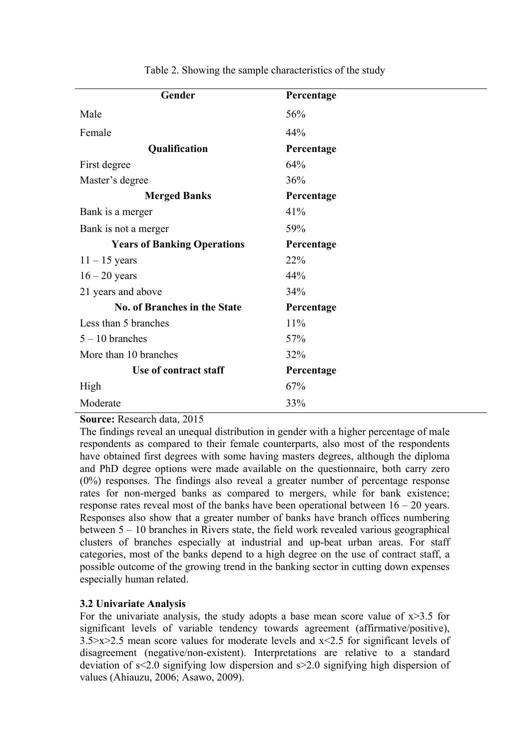Table 2. Showing the sample characteristics of the study

| Gender | Percentage |
|---|---|
| Male | 56% |
| Female | 44% |
| **Qualification** | **Percentage** |
| First degree | 64% |
| Master's degree | 36% |
| **Merged Banks** | **Percentage** |
| Bank is a merger | 41% |
| Bank is not a merger | 59% |
| **Years of Banking Operations** | **Percentage** |
| 11 – 15 years | 22% |
| 16 – 20 years | 44% |
| 21 years and above | 34% |
| **No. of Branches in the State** | **Percentage** |
| Less than 5 branches | 11% |
| 5 – 10 branches | 57% |
| More than 10 branches | 32% |
| **Use of contract staff** | **Percentage** |
| High | 67% |
| Moderate | 33% |

**Source:** Research data, 2015

The findings reveal an unequal distribution in gender with a higher percentage of male respondents as compared to their female counterparts, also most of the respondents have obtained first degrees with some having masters degrees, although the diploma and PhD degree options were made available on the questionnaire, both carry zero (0%) responses. The findings also reveal a greater number of percentage response rates for non-merged banks as compared to mergers, while for bank existence; response rates reveal most of the banks have been operational between 16 – 20 years. Responses also show that a greater number of banks have branch offices numbering between 5 – 10 branches in Rivers state, the field work revealed various geographical clusters of branches especially at industrial and up-beat urban areas. For staff categories, most of the banks depend to a high degree on the use of contract staff, a possible outcome of the growing trend in the banking sector in cutting down expenses especially human related.

### 3.2 Univariate Analysis

For the univariate analysis, the study adopts a base mean score value of $x>3.5$ for significant levels of variable tendency towards agreement (affirmative/positive), $3.5>x>2.5$ mean score values for moderate levels and $x<2.5$ for significant levels of disagreement (negative/non-existent). Interpretations are relative to a standard deviation of $s<2.0$ signifying low dispersion and $s>2.0$ signifying high dispersion of values (Ahiauzu, 2006; Asawo, 2009).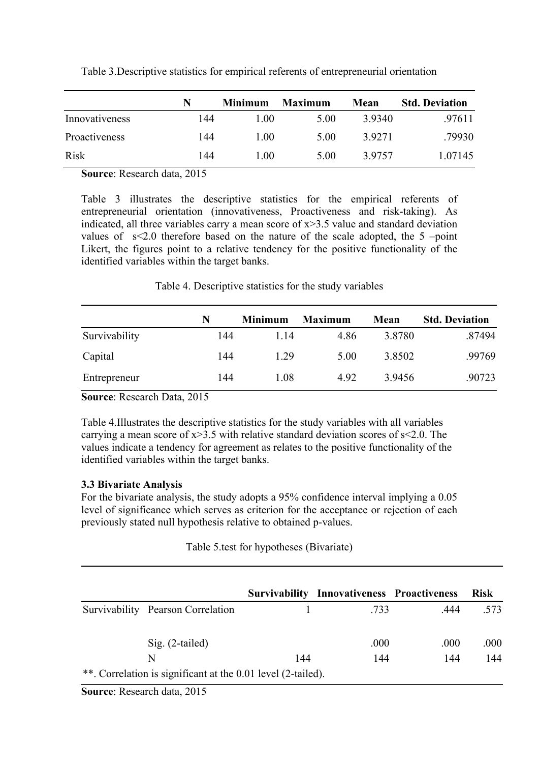Table 3.Descriptive statistics for empirical referents of entrepreneurial orientation

| | N | Minimum | Maximum | Mean | Std. Deviation |
|---|---|---|---|---|---|
| Innovativeness | 144 | 1.00 | 5.00 | 3.9340 | .97611 |
| Proactiveness | 144 | 1.00 | 5.00 | 3.9271 | .79930 |
| Risk | 144 | 1.00 | 5.00 | 3.9757 | 1.07145 |

**Source**: Research data, 2015

Table 3 illustrates the descriptive statistics for the empirical referents of entrepreneurial orientation (innovativeness, Proactiveness and risk-taking). As indicated, all three variables carry a mean score of $x>3.5$ value and standard deviation values of $s<2.0$ therefore based on the nature of the scale adopted, the 5 –point Likert, the figures point to a relative tendency for the positive functionality of the identified variables within the target banks.

Table 4. Descriptive statistics for the study variables

| | N | Minimum | Maximum | Mean | Std. Deviation |
|---|---|---|---|---|---|
| Survivability | 144 | 1.14 | 4.86 | 3.8780 | .87494 |
| Capital | 144 | 1.29 | 5.00 | 3.8502 | .99769 |
| Entrepreneur | 144 | 1.08 | 4.92 | 3.9456 | .90723 |

**Source**: Research Data, 2015

Table 4.Illustrates the descriptive statistics for the study variables with all variables carrying a mean score of $x>3.5$ with relative standard deviation scores of $s<2.0$. The values indicate a tendency for agreement as relates to the positive functionality of the identified variables within the target banks.

### 3.3 Bivariate Analysis

For the bivariate analysis, the study adopts a 95% confidence interval implying a 0.05 level of significance which serves as criterion for the acceptance or rejection of each previously stated null hypothesis relative to obtained p-values.

Table 5.test for hypotheses (Bivariate)

| | | Survivability | Innovativeness | Proactiveness | Risk |
|---|---|---|---|---|---|
| Survivability | Pearson Correlation | 1 | .733 | .444 | .573 |
| | Sig. (2-tailed) | | .000 | .000 | .000 |
| | N | 144 | 144 | 144 | 144 |

**. Correlation is significant at the 0.01 level (2-tailed).

**Source**: Research data, 2015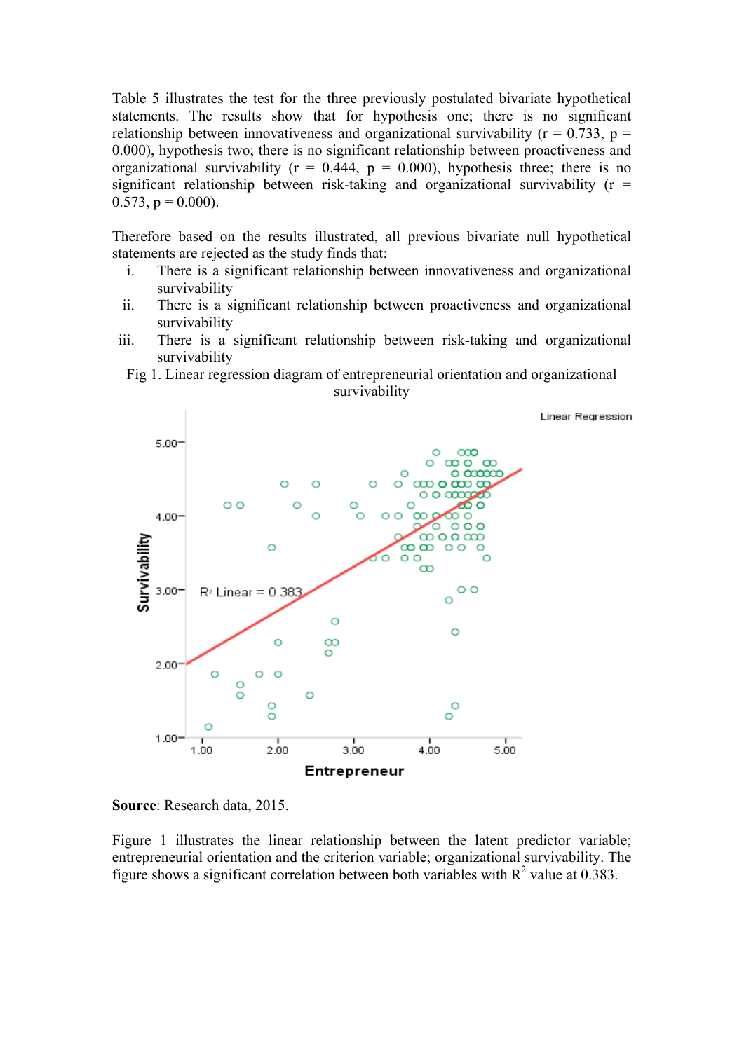Table 5 illustrates the test for the three previously postulated bivariate hypothetical statements. The results show that for hypothesis one; there is no significant relationship between innovativeness and organizational survivability ($r = 0.733$, $p = 0.000$), hypothesis two; there is no significant relationship between proactiveness and organizational survivability ($r = 0.444$, $p = 0.000$), hypothesis three; there is no significant relationship between risk-taking and organizational survivability ($r = 0.573$, $p = 0.000$).

Therefore based on the results illustrated, all previous bivariate null hypothetical statements are rejected as the study finds that:

i. There is a significant relationship between innovativeness and organizational survivability
ii. There is a significant relationship between proactiveness and organizational survivability
iii. There is a significant relationship between risk-taking and organizational survivability

Fig 1. Linear regression diagram of entrepreneurial orientation and organizational survivability

**Source**: Research data, 2015.

Figure 1 illustrates the linear relationship between the latent predictor variable; entrepreneurial orientation and the criterion variable; organizational survivability. The figure shows a significant correlation between both variables with $R^2$ value at 0.383.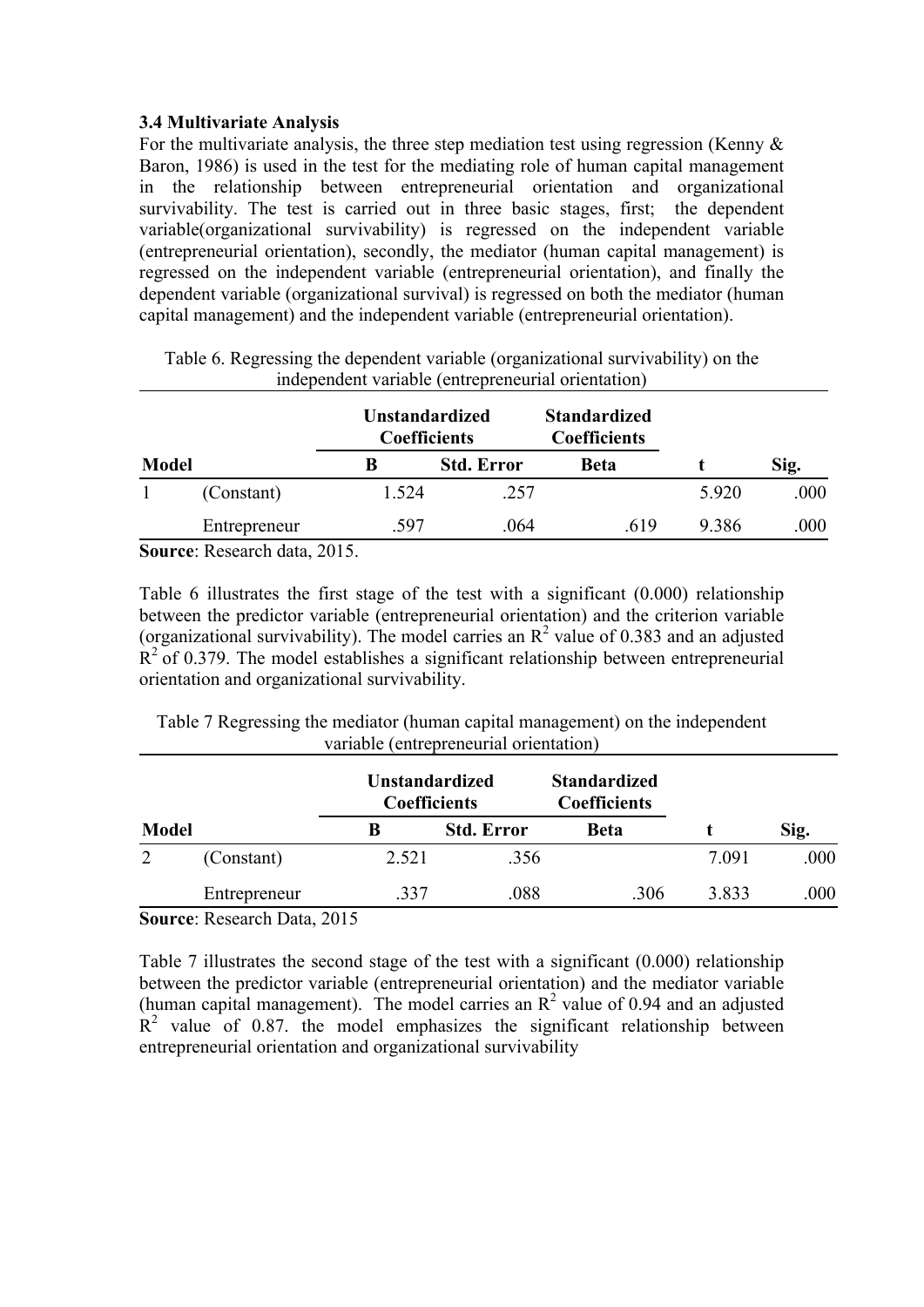### 3.4 Multivariate Analysis

For the multivariate analysis, the three step mediation test using regression (Kenny & Baron, 1986) is used in the test for the mediating role of human capital management in the relationship between entrepreneurial orientation and organizational survivability. The test is carried out in three basic stages, first; the dependent variable(organizational survivability) is regressed on the independent variable (entrepreneurial orientation), secondly, the mediator (human capital management) is regressed on the independent variable (entrepreneurial orientation), and finally the dependent variable (organizational survival) is regressed on both the mediator (human capital management) and the independent variable (entrepreneurial orientation).

Table 6. Regressing the dependent variable (organizational survivability) on the independent variable (entrepreneurial orientation)

| | | **Unstandardized Coefficients** | | **Standardized Coefficients** | | |
|---|---|---|---|---|---|---|
| **Model** | | **B** | **Std. Error** | **Beta** | **t** | **Sig.** |
| 1 | (Constant) | 1.524 | .257 | | 5.920 | .000 |
| | Entrepreneur | .597 | .064 | .619 | 9.386 | .000 |

**Source**: Research data, 2015.

Table 6 illustrates the first stage of the test with a significant (0.000) relationship between the predictor variable (entrepreneurial orientation) and the criterion variable (organizational survivability). The model carries an $R^2$ value of 0.383 and an adjusted $R^2$ of 0.379. The model establishes a significant relationship between entrepreneurial orientation and organizational survivability.

Table 7 Regressing the mediator (human capital management) on the independent variable (entrepreneurial orientation)

| | | **Unstandardized Coefficients** | | **Standardized Coefficients** | | |
|---|---|---|---|---|---|---|
| **Model** | | **B** | **Std. Error** | **Beta** | **t** | **Sig.** |
| 2 | (Constant) | 2.521 | .356 | | 7.091 | .000 |
| | Entrepreneur | .337 | .088 | .306 | 3.833 | .000 |

**Source**: Research Data, 2015

Table 7 illustrates the second stage of the test with a significant (0.000) relationship between the predictor variable (entrepreneurial orientation) and the mediator variable (human capital management). The model carries an $R^2$ value of 0.94 and an adjusted $R^2$ value of 0.87. the model emphasizes the significant relationship between entrepreneurial orientation and organizational survivability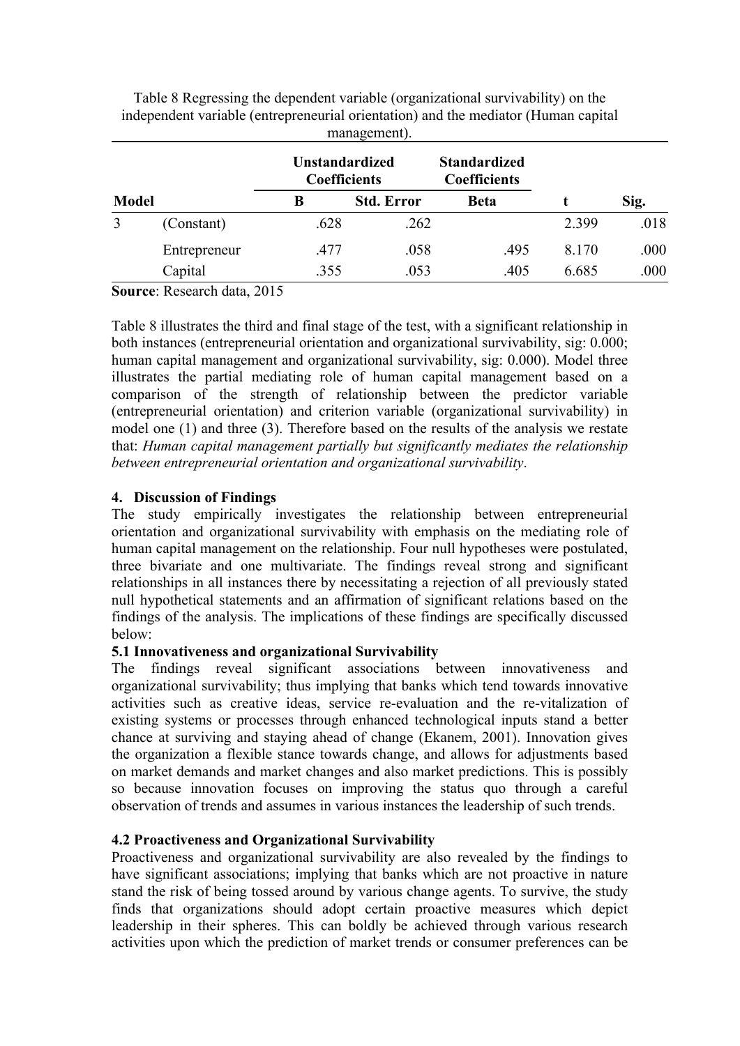Table 8 Regressing the dependent variable (organizational survivability) on the independent variable (entrepreneurial orientation) and the mediator (Human capital management).

| Model | | Unstandardized Coefficients | | Standardized Coefficients | t | Sig. |
|---|---|---|---|---|---|---|
| | | B | Std. Error | Beta | | |
| 3 | (Constant) | .628 | .262 | | 2.399 | .018 |
| | Entrepreneur | .477 | .058 | .495 | 8.170 | .000 |
| | Capital | .355 | .053 | .405 | 6.685 | .000 |

**Source**: Research data, 2015

Table 8 illustrates the third and final stage of the test, with a significant relationship in both instances (entrepreneurial orientation and organizational survivability, sig: 0.000; human capital management and organizational survivability, sig: 0.000). Model three illustrates the partial mediating role of human capital management based on a comparison of the strength of relationship between the predictor variable (entrepreneurial orientation) and criterion variable (organizational survivability) in model one (1) and three (3). Therefore based on the results of the analysis we restate that: *Human capital management partially but significantly mediates the relationship between entrepreneurial orientation and organizational survivability*.

## 4. Discussion of Findings

The study empirically investigates the relationship between entrepreneurial orientation and organizational survivability with emphasis on the mediating role of human capital management on the relationship. Four null hypotheses were postulated, three bivariate and one multivariate. The findings reveal strong and significant relationships in all instances there by necessitating a rejection of all previously stated null hypothetical statements and an affirmation of significant relations based on the findings of the analysis. The implications of these findings are specifically discussed below:

### 5.1 Innovativeness and organizational Survivability

The findings reveal significant associations between innovativeness and organizational survivability; thus implying that banks which tend towards innovative activities such as creative ideas, service re-evaluation and the re-vitalization of existing systems or processes through enhanced technological inputs stand a better chance at surviving and staying ahead of change (Ekanem, 2001). Innovation gives the organization a flexible stance towards change, and allows for adjustments based on market demands and market changes and also market predictions. This is possibly so because innovation focuses on improving the status quo through a careful observation of trends and assumes in various instances the leadership of such trends.

### 4.2 Proactiveness and Organizational Survivability

Proactiveness and organizational survivability are also revealed by the findings to have significant associations; implying that banks which are not proactive in nature stand the risk of being tossed around by various change agents. To survive, the study finds that organizations should adopt certain proactive measures which depict leadership in their spheres. This can boldly be achieved through various research activities upon which the prediction of market trends or consumer preferences can be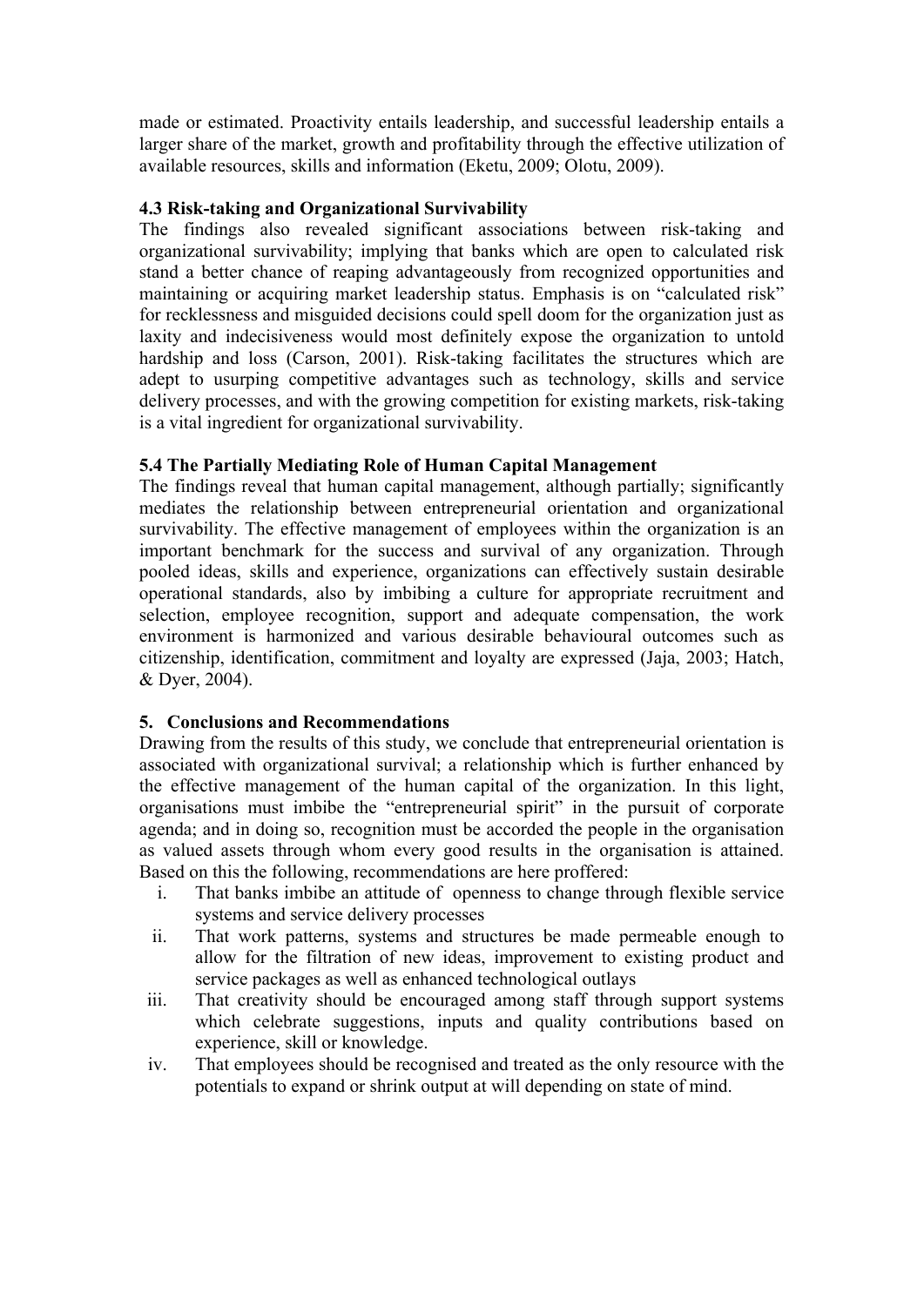made or estimated. Proactivity entails leadership, and successful leadership entails a larger share of the market, growth and profitability through the effective utilization of available resources, skills and information (Eketu, 2009; Olotu, 2009).

### 4.3 Risk-taking and Organizational Survivability

The findings also revealed significant associations between risk-taking and organizational survivability; implying that banks which are open to calculated risk stand a better chance of reaping advantageously from recognized opportunities and maintaining or acquiring market leadership status. Emphasis is on "calculated risk" for recklessness and misguided decisions could spell doom for the organization just as laxity and indecisiveness would most definitely expose the organization to untold hardship and loss (Carson, 2001). Risk-taking facilitates the structures which are adept to usurping competitive advantages such as technology, skills and service delivery processes, and with the growing competition for existing markets, risk-taking is a vital ingredient for organizational survivability.

### 5.4 The Partially Mediating Role of Human Capital Management

The findings reveal that human capital management, although partially; significantly mediates the relationship between entrepreneurial orientation and organizational survivability. The effective management of employees within the organization is an important benchmark for the success and survival of any organization. Through pooled ideas, skills and experience, organizations can effectively sustain desirable operational standards, also by imbibing a culture for appropriate recruitment and selection, employee recognition, support and adequate compensation, the work environment is harmonized and various desirable behavioural outcomes such as citizenship, identification, commitment and loyalty are expressed (Jaja, 2003; Hatch, & Dyer, 2004).

## 5. Conclusions and Recommendations

Drawing from the results of this study, we conclude that entrepreneurial orientation is associated with organizational survival; a relationship which is further enhanced by the effective management of the human capital of the organization. In this light, organisations must imbibe the "entrepreneurial spirit" in the pursuit of corporate agenda; and in doing so, recognition must be accorded the people in the organisation as valued assets through whom every good results in the organisation is attained. Based on this the following, recommendations are here proffered:

i. That banks imbibe an attitude of openness to change through flexible service systems and service delivery processes
ii. That work patterns, systems and structures be made permeable enough to allow for the filtration of new ideas, improvement to existing product and service packages as well as enhanced technological outlays
iii. That creativity should be encouraged among staff through support systems which celebrate suggestions, inputs and quality contributions based on experience, skill or knowledge.
iv. That employees should be recognised and treated as the only resource with the potentials to expand or shrink output at will depending on state of mind.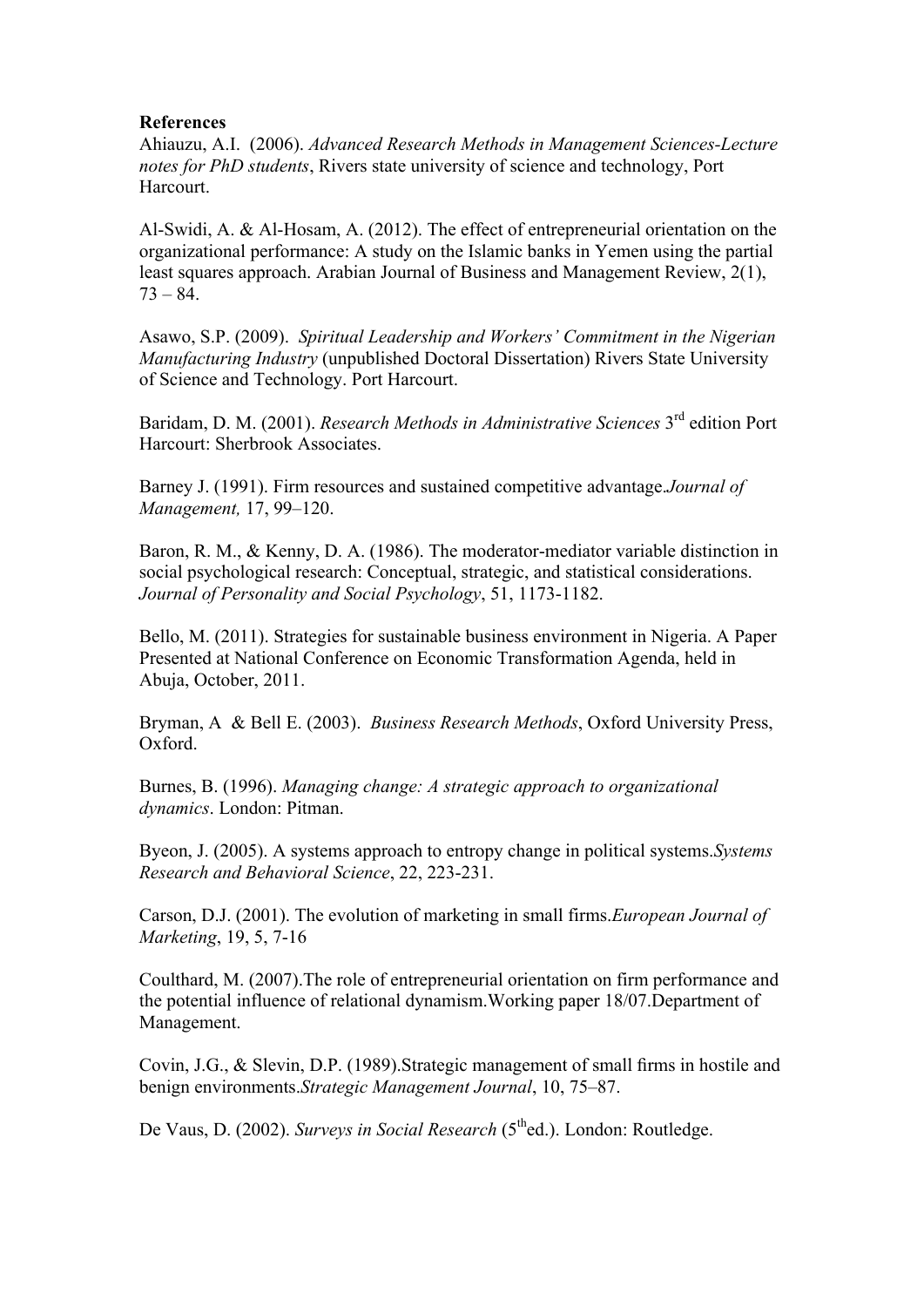**References**

Ahiauzu, A.I. (2006). *Advanced Research Methods in Management Sciences-Lecture notes for PhD students*, Rivers state university of science and technology, Port Harcourt.

Al-Swidi, A. & Al-Hosam, A. (2012). The effect of entrepreneurial orientation on the organizational performance: A study on the Islamic banks in Yemen using the partial least squares approach. Arabian Journal of Business and Management Review, 2(1), 73 – 84.

Asawo, S.P. (2009). *Spiritual Leadership and Workers' Commitment in the Nigerian Manufacturing Industry* (unpublished Doctoral Dissertation) Rivers State University of Science and Technology. Port Harcourt.

Baridam, D. M. (2001). *Research Methods in Administrative Sciences* 3rd edition Port Harcourt: Sherbrook Associates.

Barney J. (1991). Firm resources and sustained competitive advantage.*Journal of Management,* 17, 99–120.

Baron, R. M., & Kenny, D. A. (1986). The moderator-mediator variable distinction in social psychological research: Conceptual, strategic, and statistical considerations. *Journal of Personality and Social Psychology*, 51, 1173-1182.

Bello, M. (2011). Strategies for sustainable business environment in Nigeria. A Paper Presented at National Conference on Economic Transformation Agenda, held in Abuja, October, 2011.

Bryman, A & Bell E. (2003). *Business Research Methods*, Oxford University Press, Oxford.

Burnes, B. (1996). *Managing change: A strategic approach to organizational dynamics*. London: Pitman.

Byeon, J. (2005). A systems approach to entropy change in political systems.*Systems Research and Behavioral Science*, 22, 223-231.

Carson, D.J. (2001). The evolution of marketing in small firms.*European Journal of Marketing*, 19, 5, 7-16

Coulthard, M. (2007).The role of entrepreneurial orientation on firm performance and the potential influence of relational dynamism.Working paper 18/07.Department of Management.

Covin, J.G., & Slevin, D.P. (1989).Strategic management of small firms in hostile and benign environments.*Strategic Management Journal*, 10, 75–87.

De Vaus, D. (2002). *Surveys in Social Research* (5thed.). London: Routledge.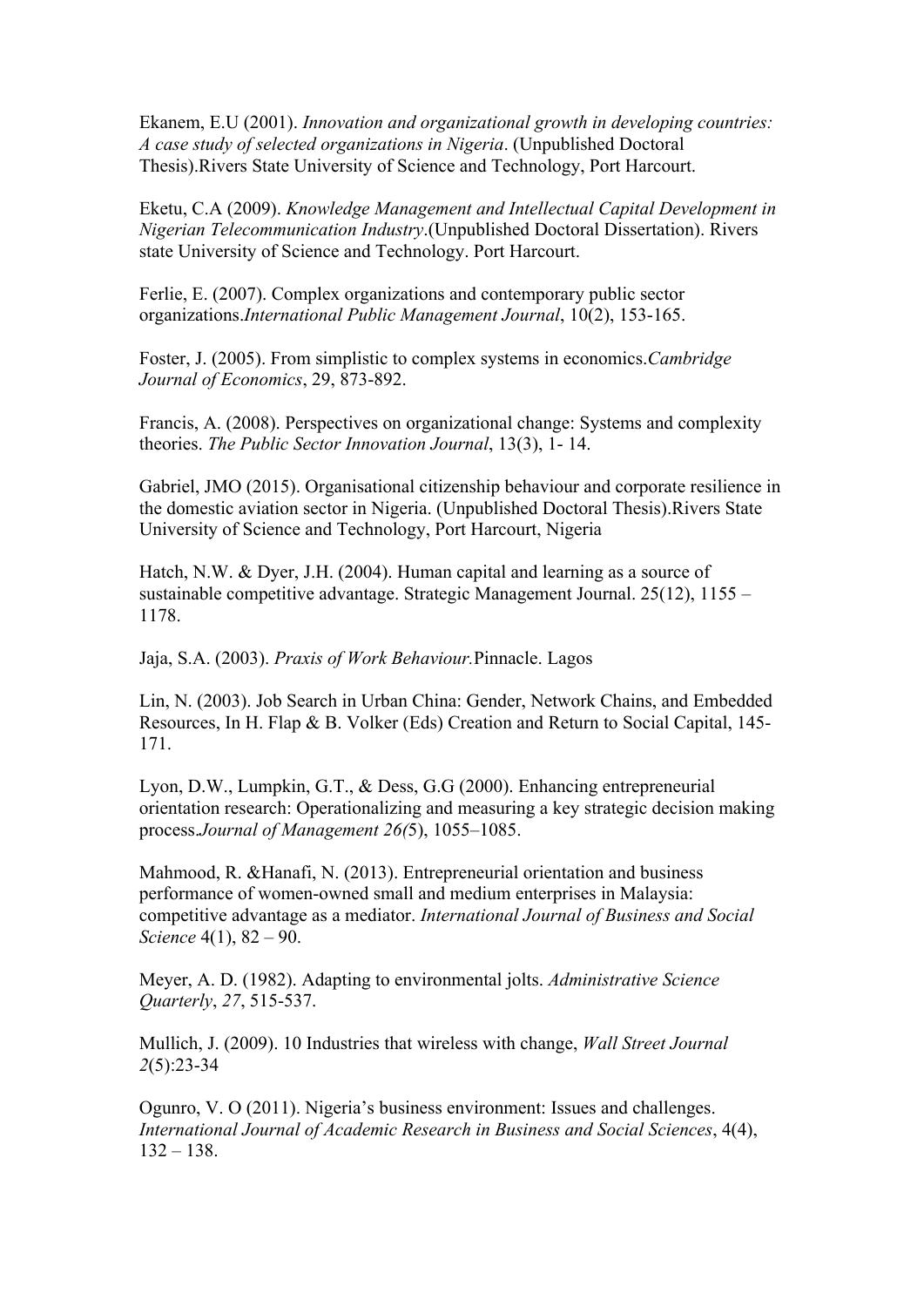Ekanem, E.U (2001). *Innovation and organizational growth in developing countries: A case study of selected organizations in Nigeria*. (Unpublished Doctoral Thesis).Rivers State University of Science and Technology, Port Harcourt.

Eketu, C.A (2009). *Knowledge Management and Intellectual Capital Development in Nigerian Telecommunication Industry*.(Unpublished Doctoral Dissertation). Rivers state University of Science and Technology. Port Harcourt.

Ferlie, E. (2007). Complex organizations and contemporary public sector organizations.*International Public Management Journal*, 10(2), 153-165.

Foster, J. (2005). From simplistic to complex systems in economics.*Cambridge Journal of Economics*, 29, 873-892.

Francis, A. (2008). Perspectives on organizational change: Systems and complexity theories. *The Public Sector Innovation Journal*, 13(3), 1- 14.

Gabriel, JMO (2015). Organisational citizenship behaviour and corporate resilience in the domestic aviation sector in Nigeria. (Unpublished Doctoral Thesis).Rivers State University of Science and Technology, Port Harcourt, Nigeria

Hatch, N.W. & Dyer, J.H. (2004). Human capital and learning as a source of sustainable competitive advantage. Strategic Management Journal. 25(12), 1155 – 1178.

Jaja, S.A. (2003). *Praxis of Work Behaviour.*Pinnacle. Lagos

Lin, N. (2003). Job Search in Urban China: Gender, Network Chains, and Embedded Resources, In H. Flap & B. Volker (Eds) Creation and Return to Social Capital, 145-171.

Lyon, D.W., Lumpkin, G.T., & Dess, G.G (2000). Enhancing entrepreneurial orientation research: Operationalizing and measuring a key strategic decision making process.*Journal of Management 26(*5), 1055–1085.

Mahmood, R. &Hanafi, N. (2013). Entrepreneurial orientation and business performance of women-owned small and medium enterprises in Malaysia: competitive advantage as a mediator. *International Journal of Business and Social Science* 4(1), 82 – 90.

Meyer, A. D. (1982). Adapting to environmental jolts. *Administrative Science Quarterly*, *27*, 515-537.

Mullich, J. (2009). 10 Industries that wireless with change, *Wall Street Journal 2*(5):23-34

Ogunro, V. O (2011). Nigeria's business environment: Issues and challenges. *International Journal of Academic Research in Business and Social Sciences*, 4(4), 132 – 138.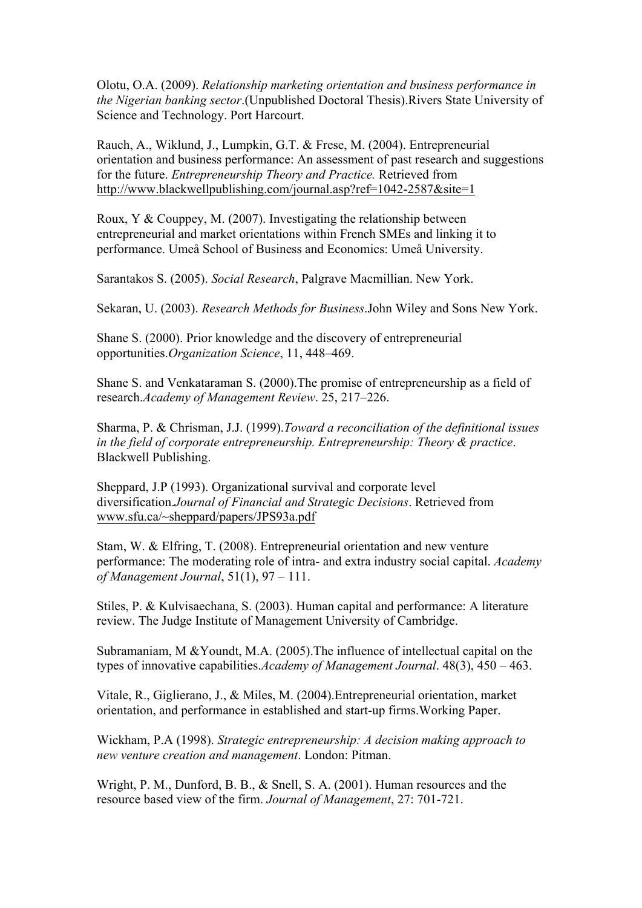Olotu, O.A. (2009). *Relationship marketing orientation and business performance in the Nigerian banking sector*.(Unpublished Doctoral Thesis).Rivers State University of Science and Technology. Port Harcourt.

Rauch, A., Wiklund, J., Lumpkin, G.T. & Frese, M. (2004). Entrepreneurial orientation and business performance: An assessment of past research and suggestions for the future. *Entrepreneurship Theory and Practice.* Retrieved from http://www.blackwellpublishing.com/journal.asp?ref=1042-2587&site=1

Roux, Y & Couppey, M. (2007). Investigating the relationship between entrepreneurial and market orientations within French SMEs and linking it to performance. Umeå School of Business and Economics: Umeå University.

Sarantakos S. (2005). *Social Research*, Palgrave Macmillian. New York.

Sekaran, U. (2003). *Research Methods for Business*.John Wiley and Sons New York.

Shane S. (2000). Prior knowledge and the discovery of entrepreneurial opportunities.*Organization Science*, 11, 448–469.

Shane S. and Venkataraman S. (2000).The promise of entrepreneurship as a field of research.*Academy of Management Review*. 25, 217–226.

Sharma, P. & Chrisman, J.J. (1999).*Toward a reconciliation of the definitional issues in the field of corporate entrepreneurship. Entrepreneurship: Theory & practice*. Blackwell Publishing.

Sheppard, J.P (1993). Organizational survival and corporate level diversification.*Journal of Financial and Strategic Decisions*. Retrieved from www.sfu.ca/~sheppard/papers/JPS93a.pdf

Stam, W. & Elfring, T. (2008). Entrepreneurial orientation and new venture performance: The moderating role of intra- and extra industry social capital. *Academy of Management Journal*, 51(1), 97 – 111.

Stiles, P. & Kulvisaechana, S. (2003). Human capital and performance: A literature review. The Judge Institute of Management University of Cambridge.

Subramaniam, M &Youndt, M.A. (2005).The influence of intellectual capital on the types of innovative capabilities.*Academy of Management Journal*. 48(3), 450 – 463.

Vitale, R., Giglierano, J., & Miles, M. (2004).Entrepreneurial orientation, market orientation, and performance in established and start-up firms.Working Paper.

Wickham, P.A (1998). *Strategic entrepreneurship: A decision making approach to new venture creation and management*. London: Pitman.

Wright, P. M., Dunford, B. B., & Snell, S. A. (2001). Human resources and the resource based view of the firm. *Journal of Management*, 27: 701-721.